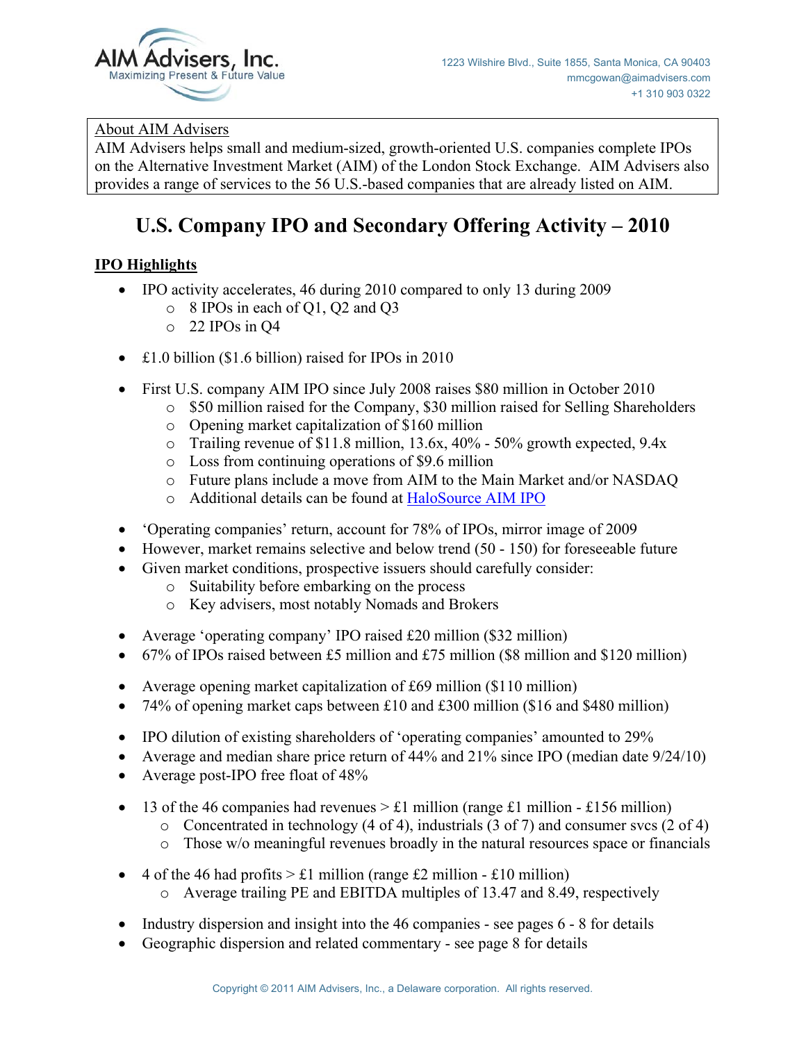AIM Advisers, Inc.
Maximizing Present & Future Value

1223 Wilshire Blvd., Suite 1855, Santa Monica, CA 90403
mmcgowan@aimadvisers.com
+1 310 903 0322

About AIM Advisers
AIM Advisers helps small and medium-sized, growth-oriented U.S. companies complete IPOs on the Alternative Investment Market (AIM) of the London Stock Exchange. AIM Advisers also provides a range of services to the 56 U.S.-based companies that are already listed on AIM.

# U.S. Company IPO and Secondary Offering Activity – 2010

## IPO Highlights

- IPO activity accelerates, 46 during 2010 compared to only 13 during 2009
  - 8 IPOs in each of Q1, Q2 and Q3
  - 22 IPOs in Q4
- £1.0 billion ($1.6 billion) raised for IPOs in 2010
- First U.S. company AIM IPO since July 2008 raises $80 million in October 2010
  - $50 million raised for the Company, $30 million raised for Selling Shareholders
  - Opening market capitalization of $160 million
  - Trailing revenue of $11.8 million, 13.6x, 40% - 50% growth expected, 9.4x
  - Loss from continuing operations of $9.6 million
  - Future plans include a move from AIM to the Main Market and/or NASDAQ
  - Additional details can be found at HaloSource AIM IPO
- 'Operating companies' return, account for 78% of IPOs, mirror image of 2009
- However, market remains selective and below trend (50 - 150) for foreseeable future
- Given market conditions, prospective issuers should carefully consider:
  - Suitability before embarking on the process
  - Key advisers, most notably Nomads and Brokers
- Average 'operating company' IPO raised £20 million ($32 million)
- 67% of IPOs raised between £5 million and £75 million ($8 million and $120 million)
- Average opening market capitalization of £69 million ($110 million)
- 74% of opening market caps between £10 and £300 million ($16 and $480 million)
- IPO dilution of existing shareholders of 'operating companies' amounted to 29%
- Average and median share price return of 44% and 21% since IPO (median date 9/24/10)
- Average post-IPO free float of 48%
- 13 of the 46 companies had revenues > £1 million (range £1 million - £156 million)
  - Concentrated in technology (4 of 4), industrials (3 of 7) and consumer svcs (2 of 4)
  - Those w/o meaningful revenues broadly in the natural resources space or financials
- 4 of the 46 had profits > £1 million (range £2 million - £10 million)
  - Average trailing PE and EBITDA multiples of 13.47 and 8.49, respectively
- Industry dispersion and insight into the 46 companies - see pages 6 - 8 for details
- Geographic dispersion and related commentary - see page 8 for details

Copyright © 2011 AIM Advisers, Inc., a Delaware corporation. All rights reserved.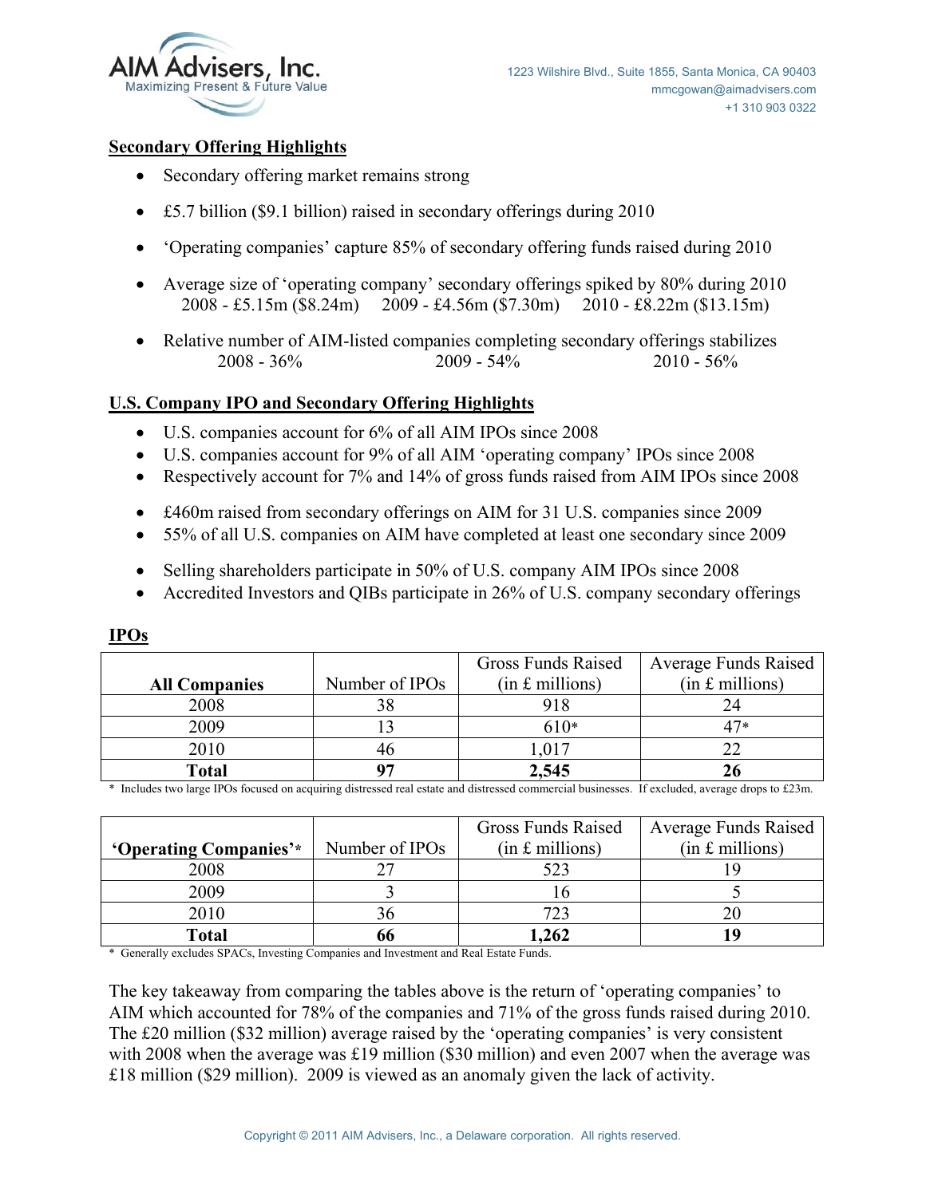## Secondary Offering Highlights

- Secondary offering market remains strong
- £5.7 billion ($9.1 billion) raised in secondary offerings during 2010
- 'Operating companies' capture 85% of secondary offering funds raised during 2010
- Average size of 'operating company' secondary offerings spiked by 80% during 2010
  2008 - £5.15m ($8.24m)    2009 - £4.56m ($7.30m)    2010 - £8.22m ($13.15m)
- Relative number of AIM-listed companies completing secondary offerings stabilizes
  2008 - 36%    2009 - 54%    2010 - 56%

## U.S. Company IPO and Secondary Offering Highlights

- U.S. companies account for 6% of all AIM IPOs since 2008
- U.S. companies account for 9% of all AIM 'operating company' IPOs since 2008
- Respectively account for 7% and 14% of gross funds raised from AIM IPOs since 2008

- £460m raised from secondary offerings on AIM for 31 U.S. companies since 2009
- 55% of all U.S. companies on AIM have completed at least one secondary since 2009

- Selling shareholders participate in 50% of U.S. company AIM IPOs since 2008
- Accredited Investors and QIBs participate in 26% of U.S. company secondary offerings

## IPOs

| All Companies | Number of IPOs | Gross Funds Raised (in £ millions) | Average Funds Raised (in £ millions) |
|---|---|---|---|
| 2008 | 38 | 918 | 24 |
| 2009 | 13 | 610* | 47* |
| 2010 | 46 | 1,017 | 22 |
| **Total** | **97** | **2,545** | **26** |

\* Includes two large IPOs focused on acquiring distressed real estate and distressed commercial businesses. If excluded, average drops to £23m.

| 'Operating Companies'* | Number of IPOs | Gross Funds Raised (in £ millions) | Average Funds Raised (in £ millions) |
|---|---|---|---|
| 2008 | 27 | 523 | 19 |
| 2009 | 3 | 16 | 5 |
| 2010 | 36 | 723 | 20 |
| **Total** | **66** | **1,262** | **19** |

\* Generally excludes SPACs, Investing Companies and Investment and Real Estate Funds.

The key takeaway from comparing the tables above is the return of 'operating companies' to AIM which accounted for 78% of the companies and 71% of the gross funds raised during 2010. The £20 million ($32 million) average raised by the 'operating companies' is very consistent with 2008 when the average was £19 million ($30 million) and even 2007 when the average was £18 million ($29 million). 2009 is viewed as an anomaly given the lack of activity.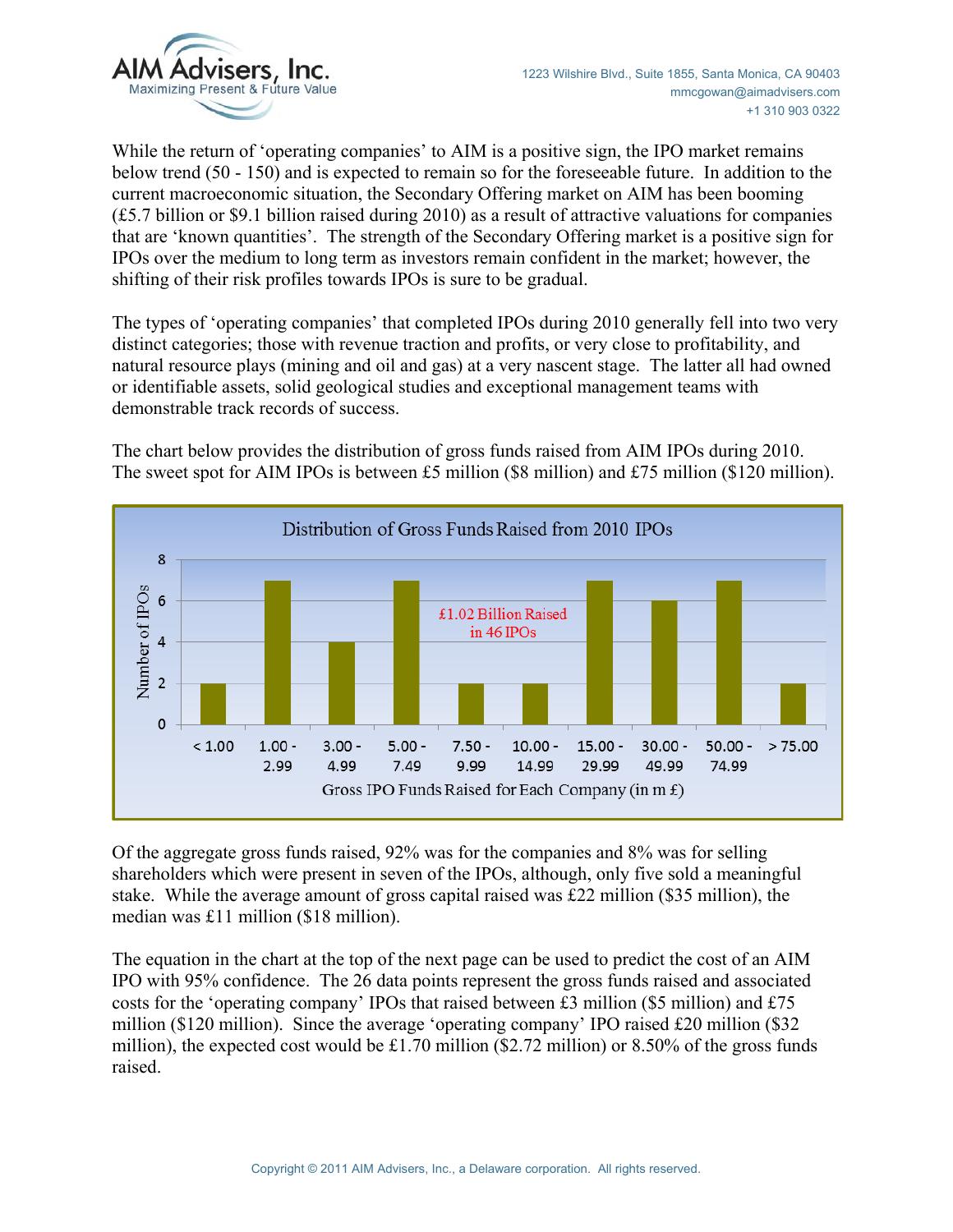While the return of 'operating companies' to AIM is a positive sign, the IPO market remains below trend (50 - 150) and is expected to remain so for the foreseeable future. In addition to the current macroeconomic situation, the Secondary Offering market on AIM has been booming (£5.7 billion or $9.1 billion raised during 2010) as a result of attractive valuations for companies that are 'known quantities'. The strength of the Secondary Offering market is a positive sign for IPOs over the medium to long term as investors remain confident in the market; however, the shifting of their risk profiles towards IPOs is sure to be gradual.

The types of 'operating companies' that completed IPOs during 2010 generally fell into two very distinct categories; those with revenue traction and profits, or very close to profitability, and natural resource plays (mining and oil and gas) at a very nascent stage. The latter all had owned or identifiable assets, solid geological studies and exceptional management teams with demonstrable track records of success.

The chart below provides the distribution of gross funds raised from AIM IPOs during 2010. The sweet spot for AIM IPOs is between £5 million ($8 million) and £75 million ($120 million).

**Distribution of Gross Funds Raised from 2010 IPOs**

£1.02 Billion Raised in 46 IPOs

| Gross IPO Funds Raised for Each Company (in m £) | Number of IPOs |
|---|---|
| < 1.00 | 2 |
| 1.00 - 2.99 | 7 |
| 3.00 - 4.99 | 4 |
| 5.00 - 7.49 | 7 |
| 7.50 - 9.99 | 2 |
| 10.00 - 14.99 | 2 |
| 15.00 - 29.99 | 7 |
| 30.00 - 49.99 | 6 |
| 50.00 - 74.99 | 7 |
| > 75.00 | 2 |

Of the aggregate gross funds raised, 92% was for the companies and 8% was for selling shareholders which were present in seven of the IPOs, although, only five sold a meaningful stake. While the average amount of gross capital raised was £22 million ($35 million), the median was £11 million ($18 million).

The equation in the chart at the top of the next page can be used to predict the cost of an AIM IPO with 95% confidence. The 26 data points represent the gross funds raised and associated costs for the 'operating company' IPOs that raised between £3 million ($5 million) and £75 million ($120 million). Since the average 'operating company' IPO raised £20 million ($32 million), the expected cost would be £1.70 million ($2.72 million) or 8.50% of the gross funds raised.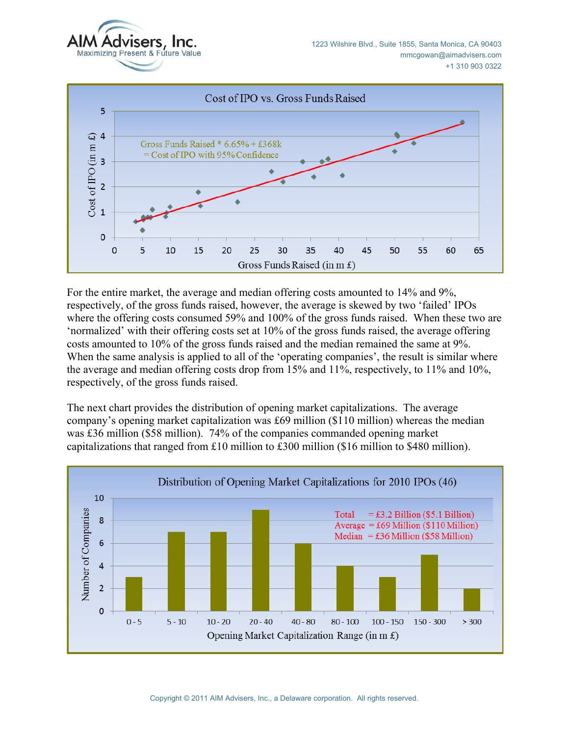**Cost of IPO vs. Gross Funds Raised**

Gross Funds Raised * 6.65% + £368k = Cost of IPO with 95% Confidence

For the entire market, the average and median offering costs amounted to 14% and 9%, respectively, of the gross funds raised, however, the average is skewed by two 'failed' IPOs where the offering costs consumed 59% and 100% of the gross funds raised. When these two are 'normalized' with their offering costs set at 10% of the gross funds raised, the average offering costs amounted to 10% of the gross funds raised and the median remained the same at 9%. When the same analysis is applied to all of the 'operating companies', the result is similar where the average and median offering costs drop from 15% and 11%, respectively, to 11% and 10%, respectively, of the gross funds raised.

The next chart provides the distribution of opening market capitalizations. The average company's opening market capitalization was £69 million ($110 million) whereas the median was £36 million ($58 million). 74% of the companies commanded opening market capitalizations that ranged from £10 million to £300 million ($16 million to $480 million).

**Distribution of Opening Market Capitalizations for 2010 IPOs (46)**

| Opening Market Capitalization Range (in m £) | Number of Companies |
|---|---|
| 0 - 5 | 3 |
| 5 - 10 | 7 |
| 10 - 20 | 7 |
| 20 - 40 | 9 |
| 40 - 80 | 6 |
| 80 - 100 | 4 |
| 100 - 150 | 3 |
| 150 - 300 | 5 |
| > 300 | 2 |

Total = £3.2 Billion ($5.1 Billion)
Average = £69 Million ($110 Million)
Median = £36 Million ($58 Million)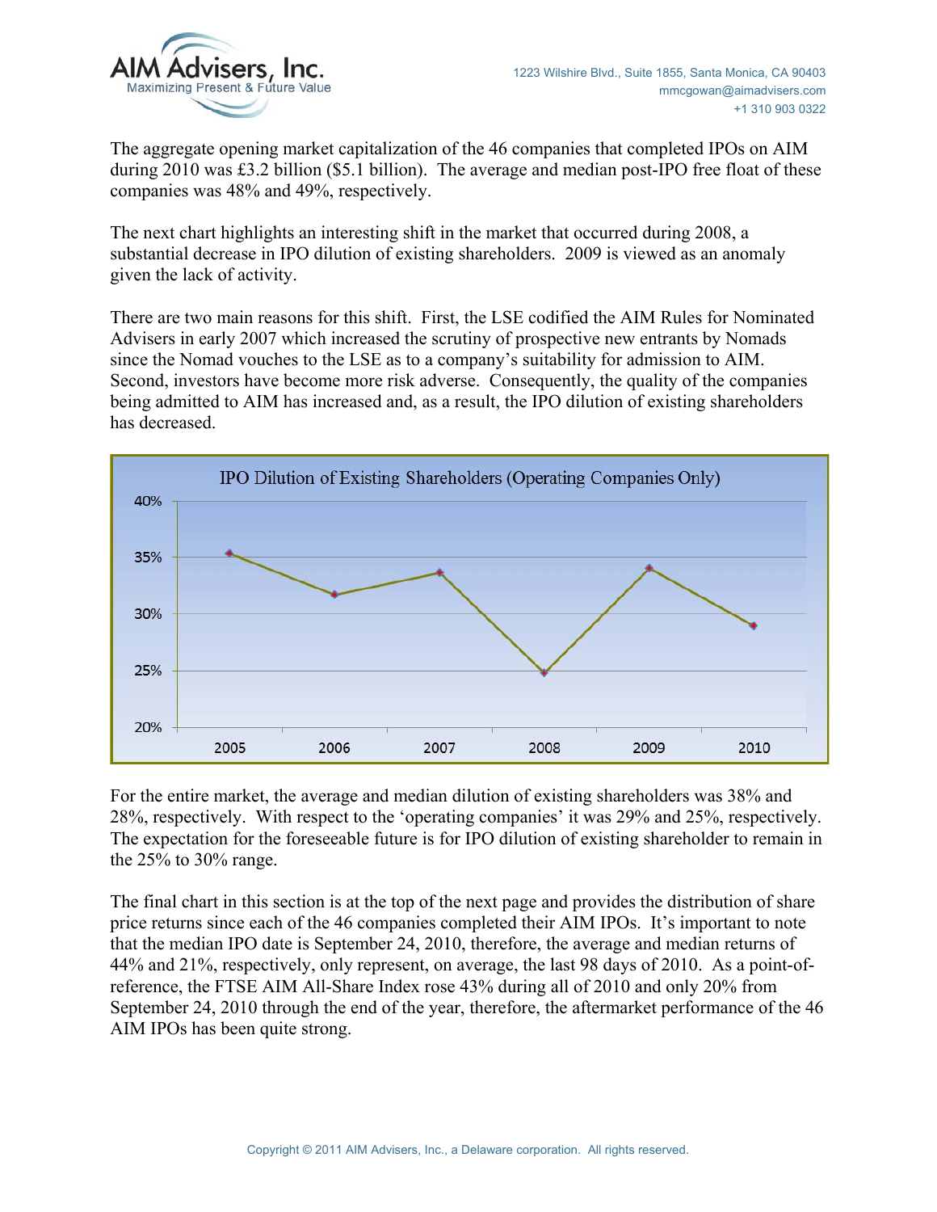The aggregate opening market capitalization of the 46 companies that completed IPOs on AIM during 2010 was £3.2 billion ($5.1 billion). The average and median post-IPO free float of these companies was 48% and 49%, respectively.

The next chart highlights an interesting shift in the market that occurred during 2008, a substantial decrease in IPO dilution of existing shareholders. 2009 is viewed as an anomaly given the lack of activity.

There are two main reasons for this shift. First, the LSE codified the AIM Rules for Nominated Advisers in early 2007 which increased the scrutiny of prospective new entrants by Nomads since the Nomad vouches to the LSE as to a company's suitability for admission to AIM. Second, investors have become more risk adverse. Consequently, the quality of the companies being admitted to AIM has increased and, as a result, the IPO dilution of existing shareholders has decreased.

IPO Dilution of Existing Shareholders (Operating Companies Only)

For the entire market, the average and median dilution of existing shareholders was 38% and 28%, respectively. With respect to the 'operating companies' it was 29% and 25%, respectively. The expectation for the foreseeable future is for IPO dilution of existing shareholder to remain in the 25% to 30% range.

The final chart in this section is at the top of the next page and provides the distribution of share price returns since each of the 46 companies completed their AIM IPOs. It's important to note that the median IPO date is September 24, 2010, therefore, the average and median returns of 44% and 21%, respectively, only represent, on average, the last 98 days of 2010. As a point-of-reference, the FTSE AIM All-Share Index rose 43% during all of 2010 and only 20% from September 24, 2010 through the end of the year, therefore, the aftermarket performance of the 46 AIM IPOs has been quite strong.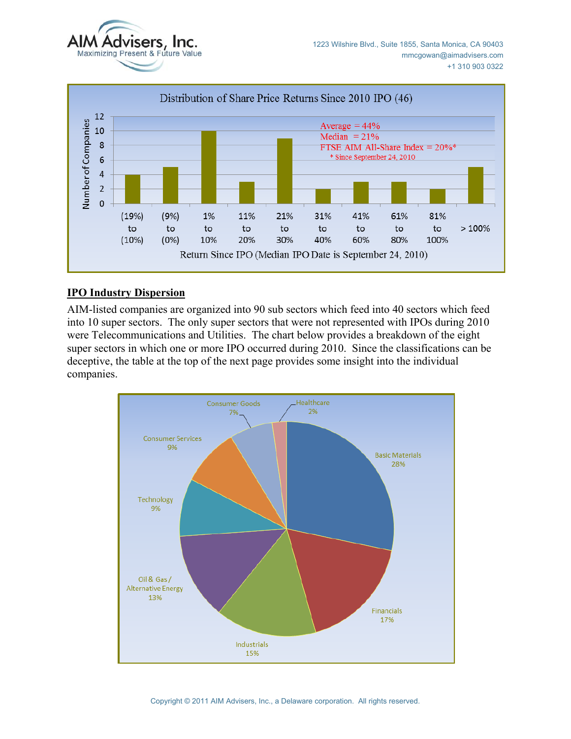Distribution of Share Price Returns Since 2010 IPO (46)

| Return Since IPO | Number of Companies |
|---|---|
| (19%) to (10%) | 4 |
| (9%) to (0%) | 5 |
| 1% to 10% | 10 |
| 11% to 20% | 3 |
| 21% to 30% | 9 |
| 31% to 40% | 2 |
| 41% to 60% | 3 |
| 61% to 80% | 3 |
| 81% to 100% | 2 |
| > 100% | 5 |

Average = 44%
Median = 21%
FTSE AIM All-Share Index = 20%*
* Since September 24, 2010

Return Since IPO (Median IPO Date is September 24, 2010)

## IPO Industry Dispersion

AIM-listed companies are organized into 90 sub sectors which feed into 40 sectors which feed into 10 super sectors. The only super sectors that were not represented with IPOs during 2010 were Telecommunications and Utilities. The chart below provides a breakdown of the eight super sectors in which one or more IPO occurred during 2010. Since the classifications can be deceptive, the table at the top of the next page provides some insight into the individual companies.

| Super Sector | Share |
|---|---|
| Basic Materials | 28% |
| Financials | 17% |
| Industrials | 15% |
| Oil & Gas / Alternative Energy | 13% |
| Technology | 9% |
| Consumer Services | 9% |
| Consumer Goods | 7% |
| Healthcare | 2% |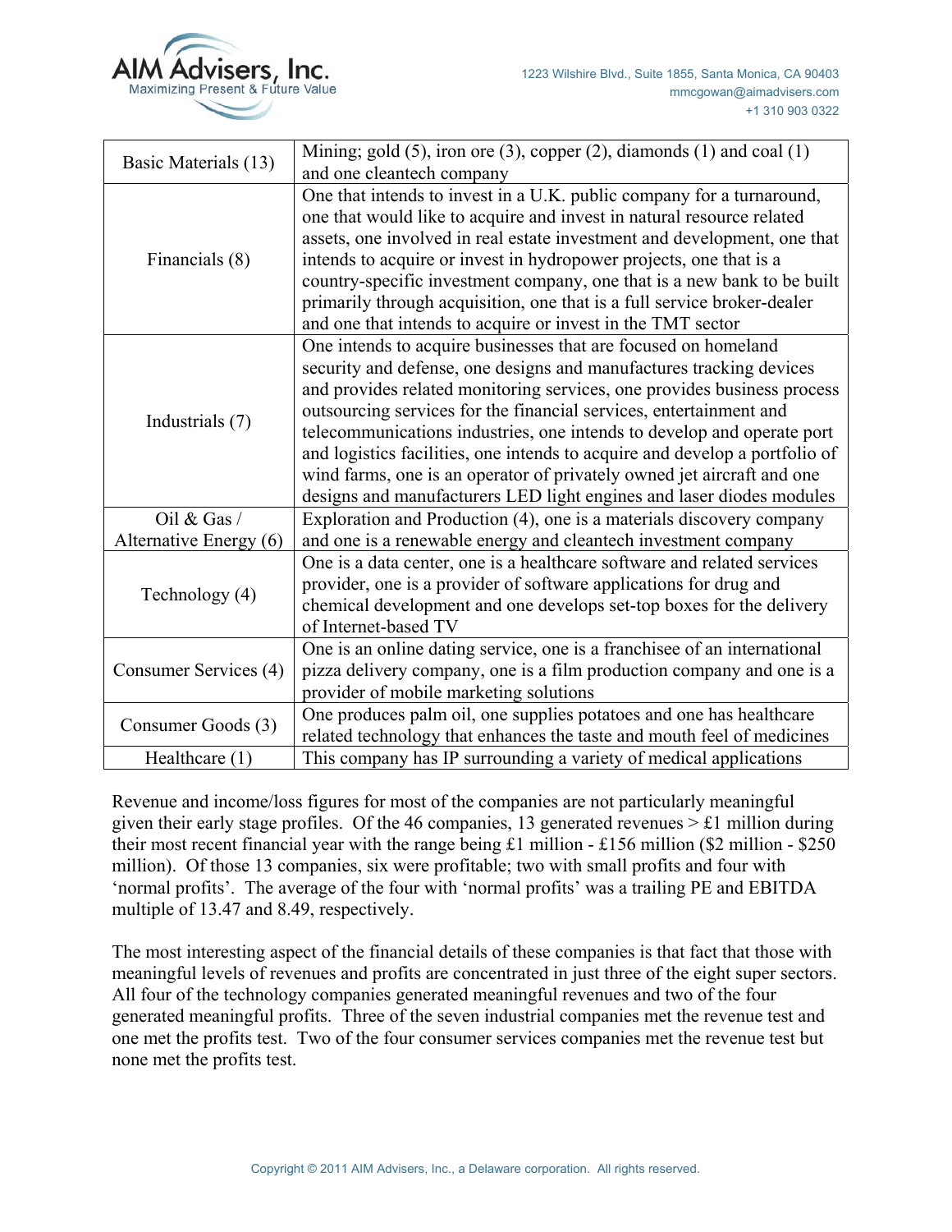| Basic Materials (13) | Mining; gold (5), iron ore (3), copper (2), diamonds (1) and coal (1) and one cleantech company |
|---|---|
| Financials (8) | One that intends to invest in a U.K. public company for a turnaround, one that would like to acquire and invest in natural resource related assets, one involved in real estate investment and development, one that intends to acquire or invest in hydropower projects, one that is a country-specific investment company, one that is a new bank to be built primarily through acquisition, one that is a full service broker-dealer and one that intends to acquire or invest in the TMT sector |
| Industrials (7) | One intends to acquire businesses that are focused on homeland security and defense, one designs and manufactures tracking devices and provides related monitoring services, one provides business process outsourcing services for the financial services, entertainment and telecommunications industries, one intends to develop and operate port and logistics facilities, one intends to acquire and develop a portfolio of wind farms, one is an operator of privately owned jet aircraft and one designs and manufacturers LED light engines and laser diodes modules |
| Oil & Gas / Alternative Energy (6) | Exploration and Production (4), one is a materials discovery company and one is a renewable energy and cleantech investment company |
| Technology (4) | One is a data center, one is a healthcare software and related services provider, one is a provider of software applications for drug and chemical development and one develops set-top boxes for the delivery of Internet-based TV |
| Consumer Services (4) | One is an online dating service, one is a franchisee of an international pizza delivery company, one is a film production company and one is a provider of mobile marketing solutions |
| Consumer Goods (3) | One produces palm oil, one supplies potatoes and one has healthcare related technology that enhances the taste and mouth feel of medicines |
| Healthcare (1) | This company has IP surrounding a variety of medical applications |

Revenue and income/loss figures for most of the companies are not particularly meaningful given their early stage profiles. Of the 46 companies, 13 generated revenues > £1 million during their most recent financial year with the range being £1 million - £156 million ($2 million - $250 million). Of those 13 companies, six were profitable; two with small profits and four with 'normal profits'. The average of the four with 'normal profits' was a trailing PE and EBITDA multiple of 13.47 and 8.49, respectively.

The most interesting aspect of the financial details of these companies is that fact that those with meaningful levels of revenues and profits are concentrated in just three of the eight super sectors. All four of the technology companies generated meaningful revenues and two of the four generated meaningful profits. Three of the seven industrial companies met the revenue test and one met the profits test. Two of the four consumer services companies met the revenue test but none met the profits test.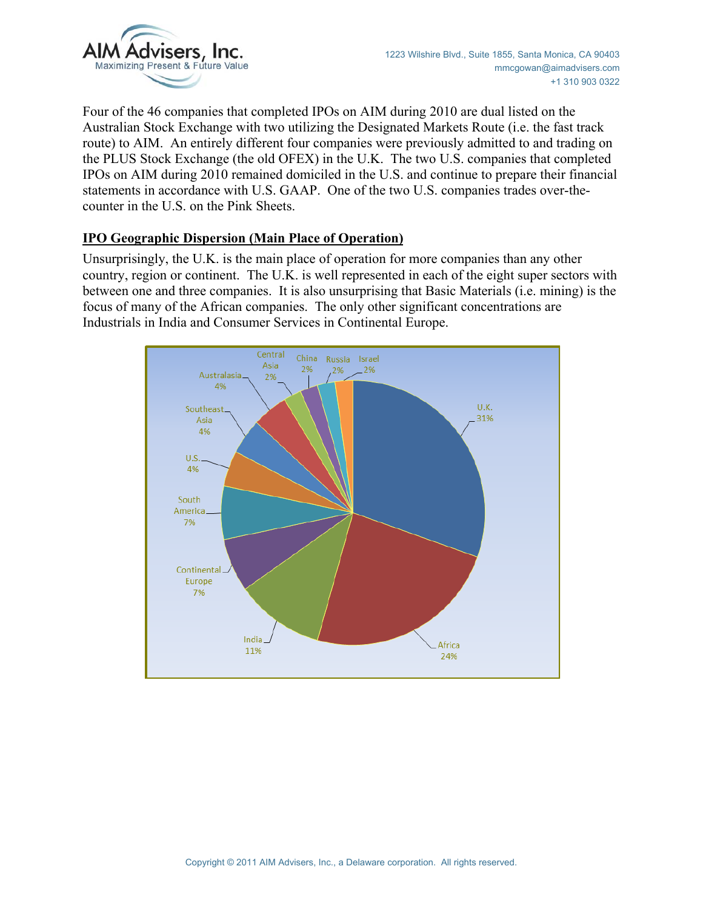Four of the 46 companies that completed IPOs on AIM during 2010 are dual listed on the Australian Stock Exchange with two utilizing the Designated Markets Route (i.e. the fast track route) to AIM. An entirely different four companies were previously admitted to and trading on the PLUS Stock Exchange (the old OFEX) in the U.K. The two U.S. companies that completed IPOs on AIM during 2010 remained domiciled in the U.S. and continue to prepare their financial statements in accordance with U.S. GAAP. One of the two U.S. companies trades over-the-counter in the U.S. on the Pink Sheets.

## IPO Geographic Dispersion (Main Place of Operation)

Unsurprisingly, the U.K. is the main place of operation for more companies than any other country, region or continent. The U.K. is well represented in each of the eight super sectors with between one and three companies. It is also unsurprising that Basic Materials (i.e. mining) is the focus of many of the African companies. The only other significant concentrations are Industrials in India and Consumer Services in Continental Europe.

| Region | Share |
|---|---|
| U.K. | 31% |
| Africa | 24% |
| India | 11% |
| Continental Europe | 7% |
| South America | 7% |
| U.S. | 4% |
| Southeast Asia | 4% |
| Australasia | 4% |
| Central Asia | 2% |
| China | 2% |
| Russia | 2% |
| Israel | 2% |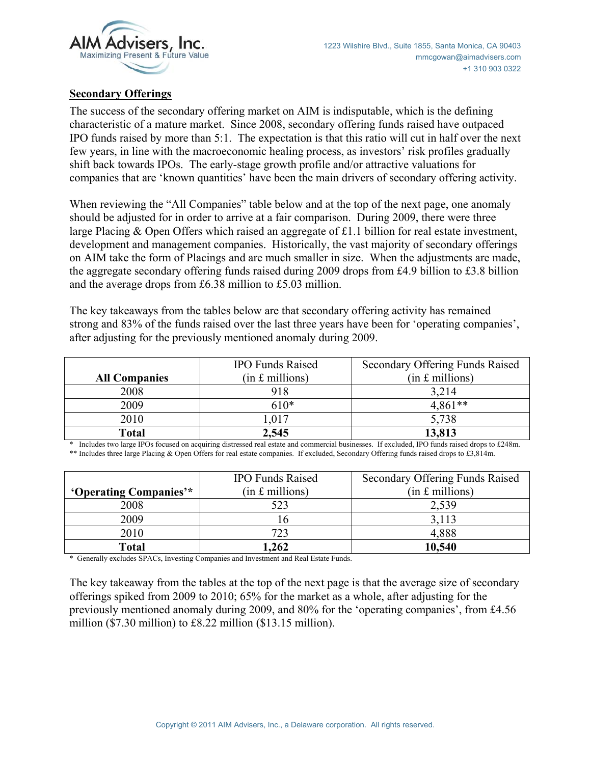## Secondary Offerings

The success of the secondary offering market on AIM is indisputable, which is the defining characteristic of a mature market. Since 2008, secondary offering funds raised have outpaced IPO funds raised by more than 5:1. The expectation is that this ratio will cut in half over the next few years, in line with the macroeconomic healing process, as investors' risk profiles gradually shift back towards IPOs. The early-stage growth profile and/or attractive valuations for companies that are 'known quantities' have been the main drivers of secondary offering activity.

When reviewing the "All Companies" table below and at the top of the next page, one anomaly should be adjusted for in order to arrive at a fair comparison. During 2009, there were three large Placing & Open Offers which raised an aggregate of £1.1 billion for real estate investment, development and management companies. Historically, the vast majority of secondary offerings on AIM take the form of Placings and are much smaller in size. When the adjustments are made, the aggregate secondary offering funds raised during 2009 drops from £4.9 billion to £3.8 billion and the average drops from £6.38 million to £5.03 million.

The key takeaways from the tables below are that secondary offering activity has remained strong and 83% of the funds raised over the last three years have been for 'operating companies', after adjusting for the previously mentioned anomaly during 2009.

| All Companies | IPO Funds Raised (in £ millions) | Secondary Offering Funds Raised (in £ millions) |
|---|---|---|
| 2008 | 918 | 3,214 |
| 2009 | 610* | 4,861** |
| 2010 | 1,017 | 5,738 |
| **Total** | **2,545** | **13,813** |

\* Includes two large IPOs focused on acquiring distressed real estate and commercial businesses. If excluded, IPO funds raised drops to £248m.
** Includes three large Placing & Open Offers for real estate companies. If excluded, Secondary Offering funds raised drops to £3,814m.

| 'Operating Companies'* | IPO Funds Raised (in £ millions) | Secondary Offering Funds Raised (in £ millions) |
|---|---|---|
| 2008 | 523 | 2,539 |
| 2009 | 16 | 3,113 |
| 2010 | 723 | 4,888 |
| **Total** | **1,262** | **10,540** |

\* Generally excludes SPACs, Investing Companies and Investment and Real Estate Funds.

The key takeaway from the tables at the top of the next page is that the average size of secondary offerings spiked from 2009 to 2010; 65% for the market as a whole, after adjusting for the previously mentioned anomaly during 2009, and 80% for the 'operating companies', from £4.56 million ($7.30 million) to £8.22 million ($13.15 million).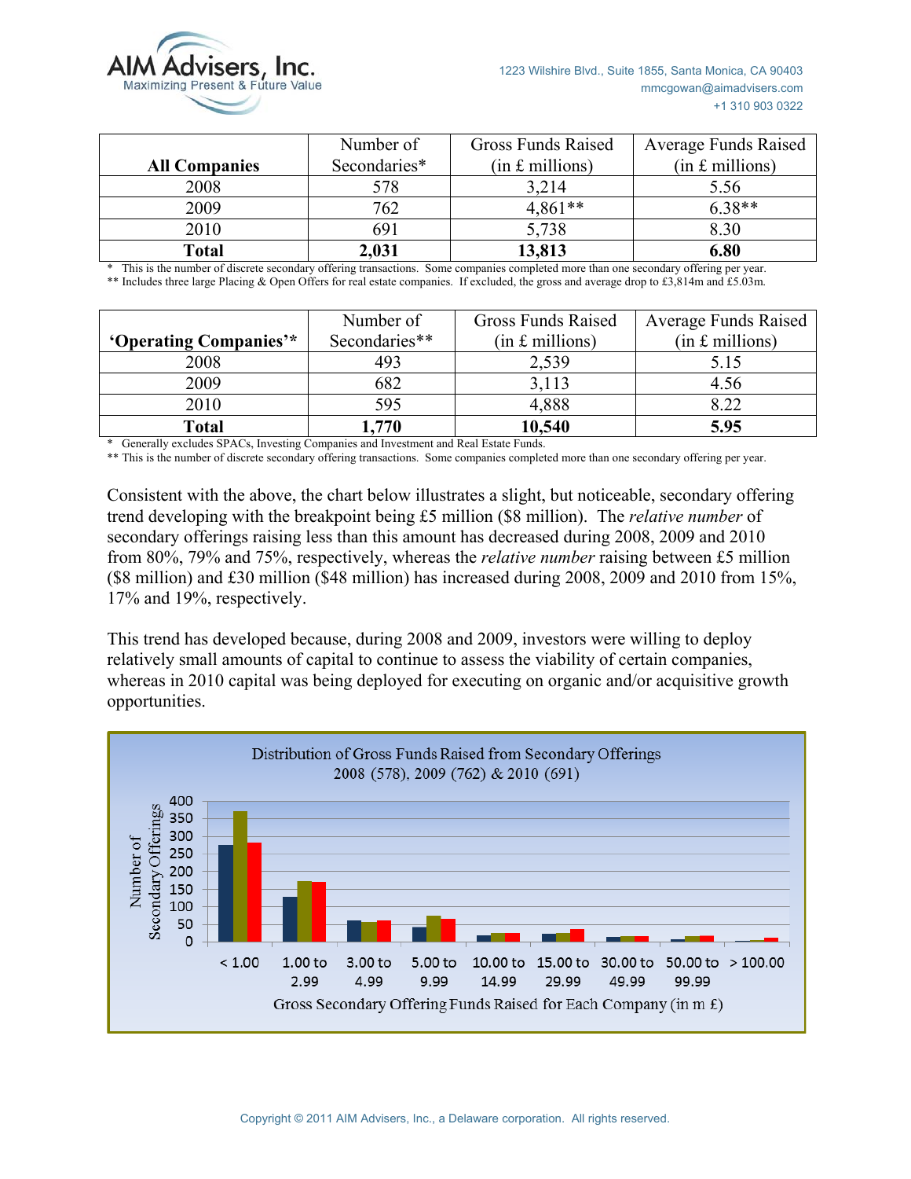| All Companies | Number of Secondaries* | Gross Funds Raised (in £ millions) | Average Funds Raised (in £ millions) |
|---|---|---|---|
| 2008 | 578 | 3,214 | 5.56 |
| 2009 | 762 | 4,861** | 6.38** |
| 2010 | 691 | 5,738 | 8.30 |
| **Total** | **2,031** | **13,813** | **6.80** |

* This is the number of discrete secondary offering transactions. Some companies completed more than one secondary offering per year.
** Includes three large Placing & Open Offers for real estate companies. If excluded, the gross and average drop to £3,814m and £5.03m.

| 'Operating Companies'* | Number of Secondaries** | Gross Funds Raised (in £ millions) | Average Funds Raised (in £ millions) |
|---|---|---|---|
| 2008 | 493 | 2,539 | 5.15 |
| 2009 | 682 | 3,113 | 4.56 |
| 2010 | 595 | 4,888 | 8.22 |
| **Total** | **1,770** | **10,540** | **5.95** |

* Generally excludes SPACs, Investing Companies and Investment and Real Estate Funds.
** This is the number of discrete secondary offering transactions. Some companies completed more than one secondary offering per year.

Consistent with the above, the chart below illustrates a slight, but noticeable, secondary offering trend developing with the breakpoint being £5 million ($8 million). The *relative number* of secondary offerings raising less than this amount has decreased during 2008, 2009 and 2010 from 80%, 79% and 75%, respectively, whereas the *relative number* raising between £5 million ($8 million) and £30 million ($48 million) has increased during 2008, 2009 and 2010 from 15%, 17% and 19%, respectively.

This trend has developed because, during 2008 and 2009, investors were willing to deploy relatively small amounts of capital to continue to assess the viability of certain companies, whereas in 2010 capital was being deployed for executing on organic and/or acquisitive growth opportunities.

Distribution of Gross Funds Raised from Secondary Offerings 2008 (578), 2009 (762) & 2010 (691)

Number of Secondary Offerings

Gross Secondary Offering Funds Raised for Each Company (in m £)

< 1.00 | 1.00 to 2.99 | 3.00 to 4.99 | 5.00 to 9.99 | 10.00 to 14.99 | 15.00 to 29.99 | 30.00 to 49.99 | 50.00 to 99.99 | > 100.00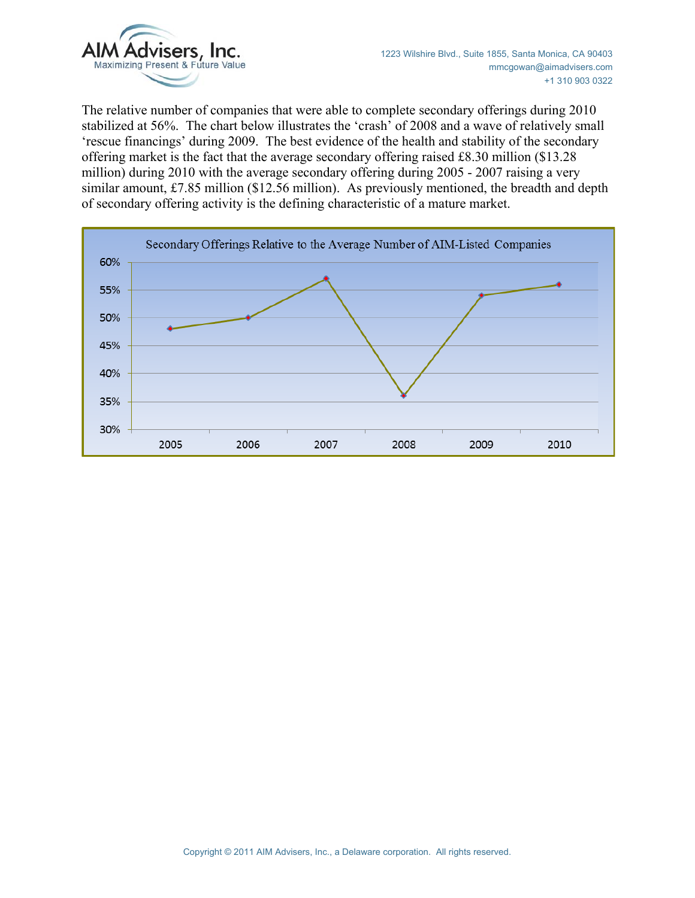The relative number of companies that were able to complete secondary offerings during 2010 stabilized at 56%. The chart below illustrates the 'crash' of 2008 and a wave of relatively small 'rescue financings' during 2009. The best evidence of the health and stability of the secondary offering market is the fact that the average secondary offering raised £8.30 million ($13.28 million) during 2010 with the average secondary offering during 2005 - 2007 raising a very similar amount, £7.85 million ($12.56 million). As previously mentioned, the breadth and depth of secondary offering activity is the defining characteristic of a mature market.

**Secondary Offerings Relative to the Average Number of AIM-Listed Companies**

| Year | Secondary Offerings (%) |
|---|---|
| 2005 | 48% |
| 2006 | 50% |
| 2007 | 57% |
| 2008 | 36% |
| 2009 | 54% |
| 2010 | 56% |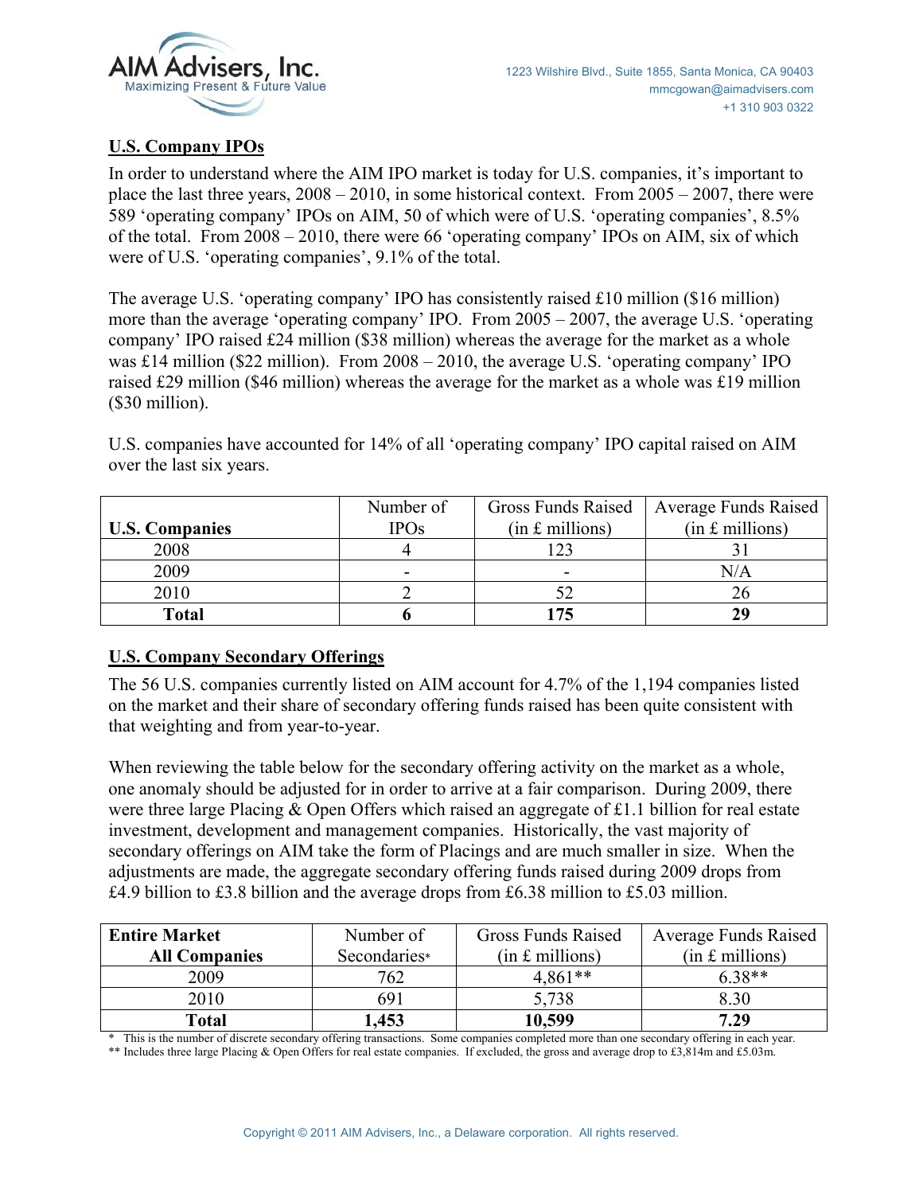## U.S. Company IPOs

In order to understand where the AIM IPO market is today for U.S. companies, it's important to place the last three years, 2008 – 2010, in some historical context. From 2005 – 2007, there were 589 'operating company' IPOs on AIM, 50 of which were of U.S. 'operating companies', 8.5% of the total. From 2008 – 2010, there were 66 'operating company' IPOs on AIM, six of which were of U.S. 'operating companies', 9.1% of the total.

The average U.S. 'operating company' IPO has consistently raised £10 million ($16 million) more than the average 'operating company' IPO. From 2005 – 2007, the average U.S. 'operating company' IPO raised £24 million ($38 million) whereas the average for the market as a whole was £14 million ($22 million). From 2008 – 2010, the average U.S. 'operating company' IPO raised £29 million ($46 million) whereas the average for the market as a whole was £19 million ($30 million).

U.S. companies have accounted for 14% of all 'operating company' IPO capital raised on AIM over the last six years.

| **U.S. Companies** | Number of IPOs | Gross Funds Raised (in £ millions) | Average Funds Raised (in £ millions) |
|---|---|---|---|
| 2008 | 4 | 123 | 31 |
| 2009 | - | - | N/A |
| 2010 | 2 | 52 | 26 |
| **Total** | **6** | **175** | **29** |

## U.S. Company Secondary Offerings

The 56 U.S. companies currently listed on AIM account for 4.7% of the 1,194 companies listed on the market and their share of secondary offering funds raised has been quite consistent with that weighting and from year-to-year.

When reviewing the table below for the secondary offering activity on the market as a whole, one anomaly should be adjusted for in order to arrive at a fair comparison. During 2009, there were three large Placing & Open Offers which raised an aggregate of £1.1 billion for real estate investment, development and management companies. Historically, the vast majority of secondary offerings on AIM take the form of Placings and are much smaller in size. When the adjustments are made, the aggregate secondary offering funds raised during 2009 drops from £4.9 billion to £3.8 billion and the average drops from £6.38 million to £5.03 million.

| **Entire Market All Companies** | Number of Secondaries* | Gross Funds Raised (in £ millions) | Average Funds Raised (in £ millions) |
|---|---|---|---|
| 2009 | 762 | 4,861** | 6.38** |
| 2010 | 691 | 5,738 | 8.30 |
| **Total** | **1,453** | **10,599** | **7.29** |

\* This is the number of discrete secondary offering transactions. Some companies completed more than one secondary offering in each year.

** Includes three large Placing & Open Offers for real estate companies. If excluded, the gross and average drop to £3,814m and £5.03m.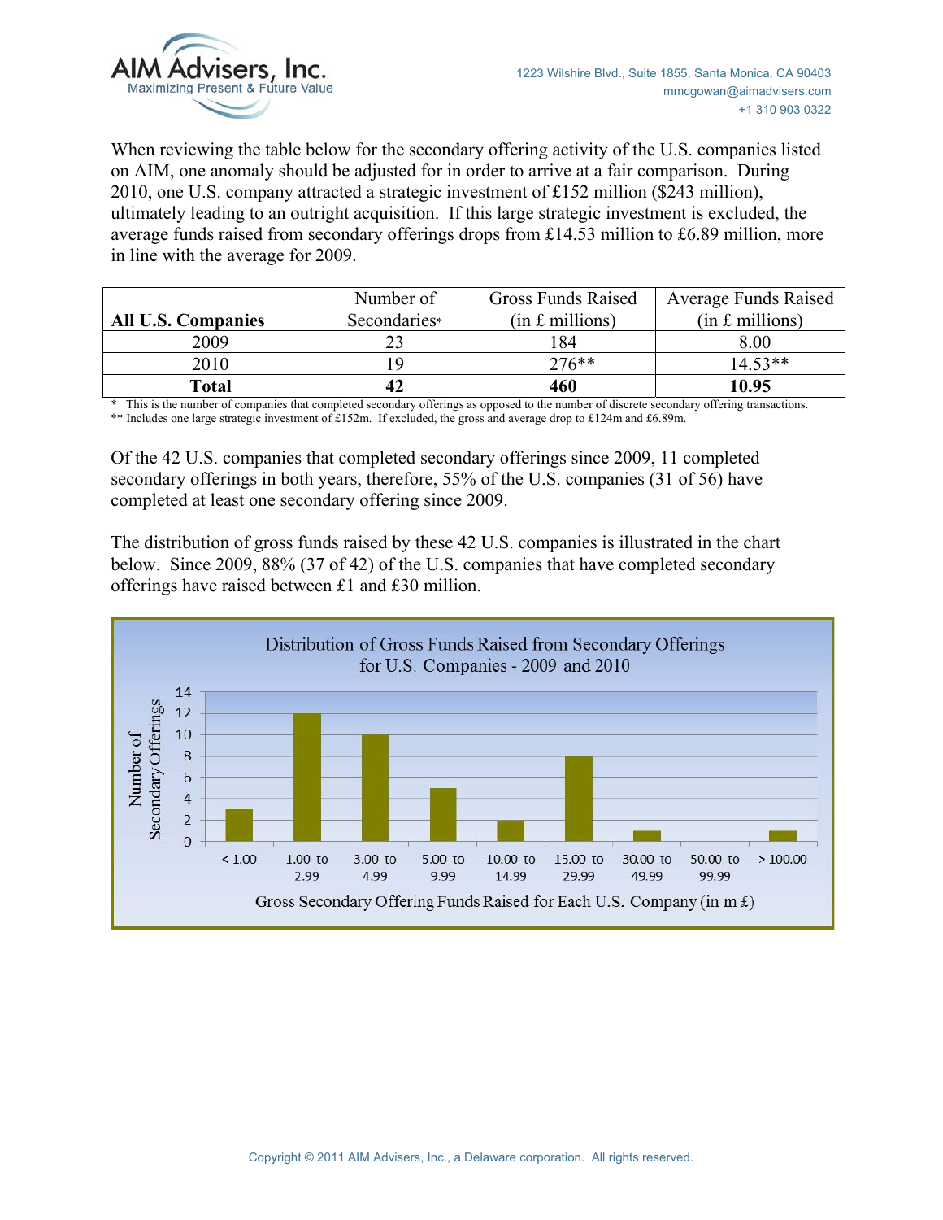When reviewing the table below for the secondary offering activity of the U.S. companies listed on AIM, one anomaly should be adjusted for in order to arrive at a fair comparison. During 2010, one U.S. company attracted a strategic investment of £152 million ($243 million), ultimately leading to an outright acquisition. If this large strategic investment is excluded, the average funds raised from secondary offerings drops from £14.53 million to £6.89 million, more in line with the average for 2009.

| All U.S. Companies | Number of Secondaries* | Gross Funds Raised (in £ millions) | Average Funds Raised (in £ millions) |
|---|---|---|---|
| 2009 | 23 | 184 | 8.00 |
| 2010 | 19 | 276** | 14.53** |
| **Total** | **42** | **460** | **10.95** |

\* This is the number of companies that completed secondary offerings as opposed to the number of discrete secondary offering transactions.
** Includes one large strategic investment of £152m. If excluded, the gross and average drop to £124m and £6.89m.

Of the 42 U.S. companies that completed secondary offerings since 2009, 11 completed secondary offerings in both years, therefore, 55% of the U.S. companies (31 of 56) have completed at least one secondary offering since 2009.

The distribution of gross funds raised by these 42 U.S. companies is illustrated in the chart below. Since 2009, 88% (37 of 42) of the U.S. companies that have completed secondary offerings have raised between £1 and £30 million.

Distribution of Gross Funds Raised from Secondary Offerings for U.S. Companies - 2009 and 2010

| Gross Secondary Offering Funds Raised for Each U.S. Company (in m £) | Number of Secondary Offerings |
|---|---|
| < 1.00 | 3 |
| 1.00 to 2.99 | 12 |
| 3.00 to 4.99 | 10 |
| 5.00 to 9.99 | 5 |
| 10.00 to 14.99 | 2 |
| 15.00 to 29.99 | 8 |
| 30.00 to 49.99 | 1 |
| 50.00 to 99.99 | 0 |
| > 100.00 | 1 |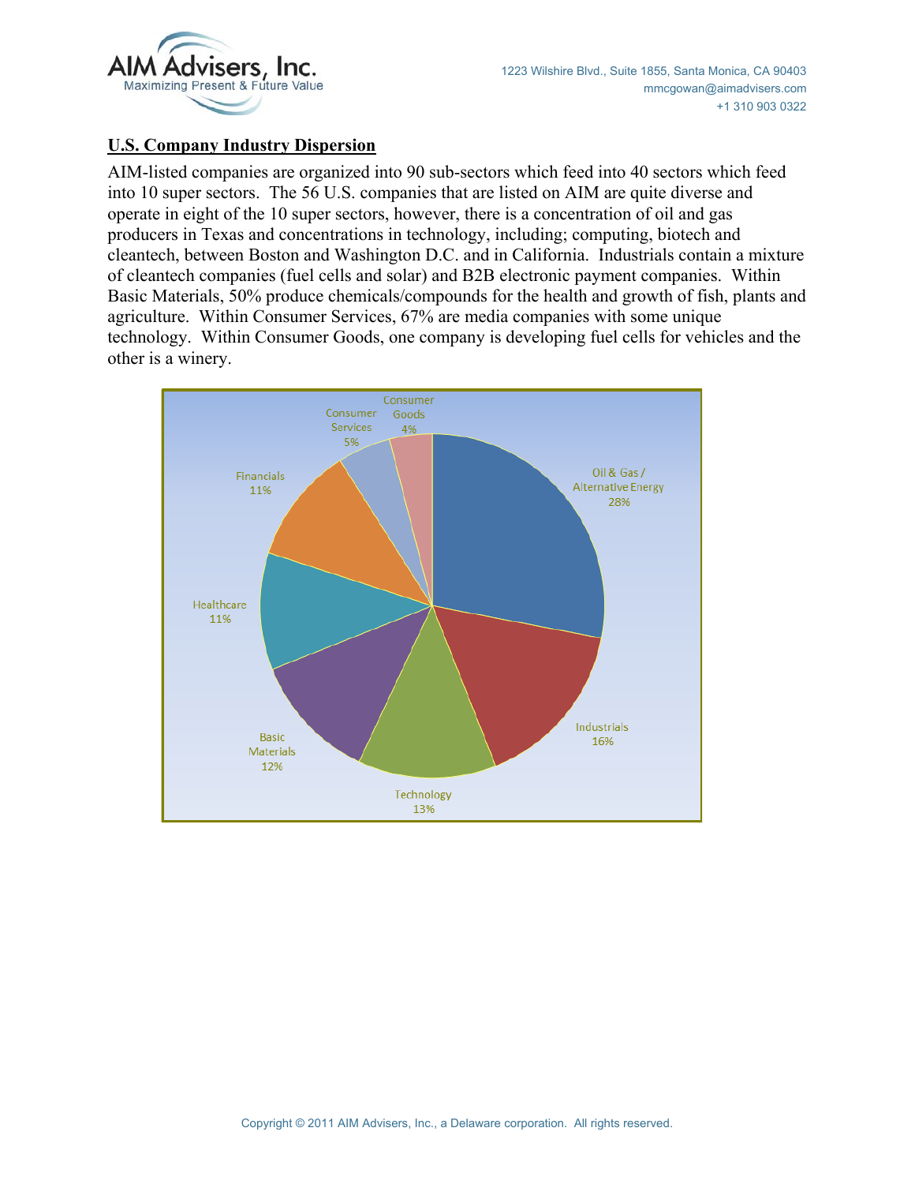## U.S. Company Industry Dispersion

AIM-listed companies are organized into 90 sub-sectors which feed into 40 sectors which feed into 10 super sectors. The 56 U.S. companies that are listed on AIM are quite diverse and operate in eight of the 10 super sectors, however, there is a concentration of oil and gas producers in Texas and concentrations in technology, including; computing, biotech and cleantech, between Boston and Washington D.C. and in California. Industrials contain a mixture of cleantech companies (fuel cells and solar) and B2B electronic payment companies. Within Basic Materials, 50% produce chemicals/compounds for the health and growth of fish, plants and agriculture. Within Consumer Services, 67% are media companies with some unique technology. Within Consumer Goods, one company is developing fuel cells for vehicles and the other is a winery.

| Super Sector | Share |
|---|---|
| Oil & Gas / Alternative Energy | 28% |
| Industrials | 16% |
| Technology | 13% |
| Basic Materials | 12% |
| Healthcare | 11% |
| Financials | 11% |
| Consumer Services | 5% |
| Consumer Goods | 4% |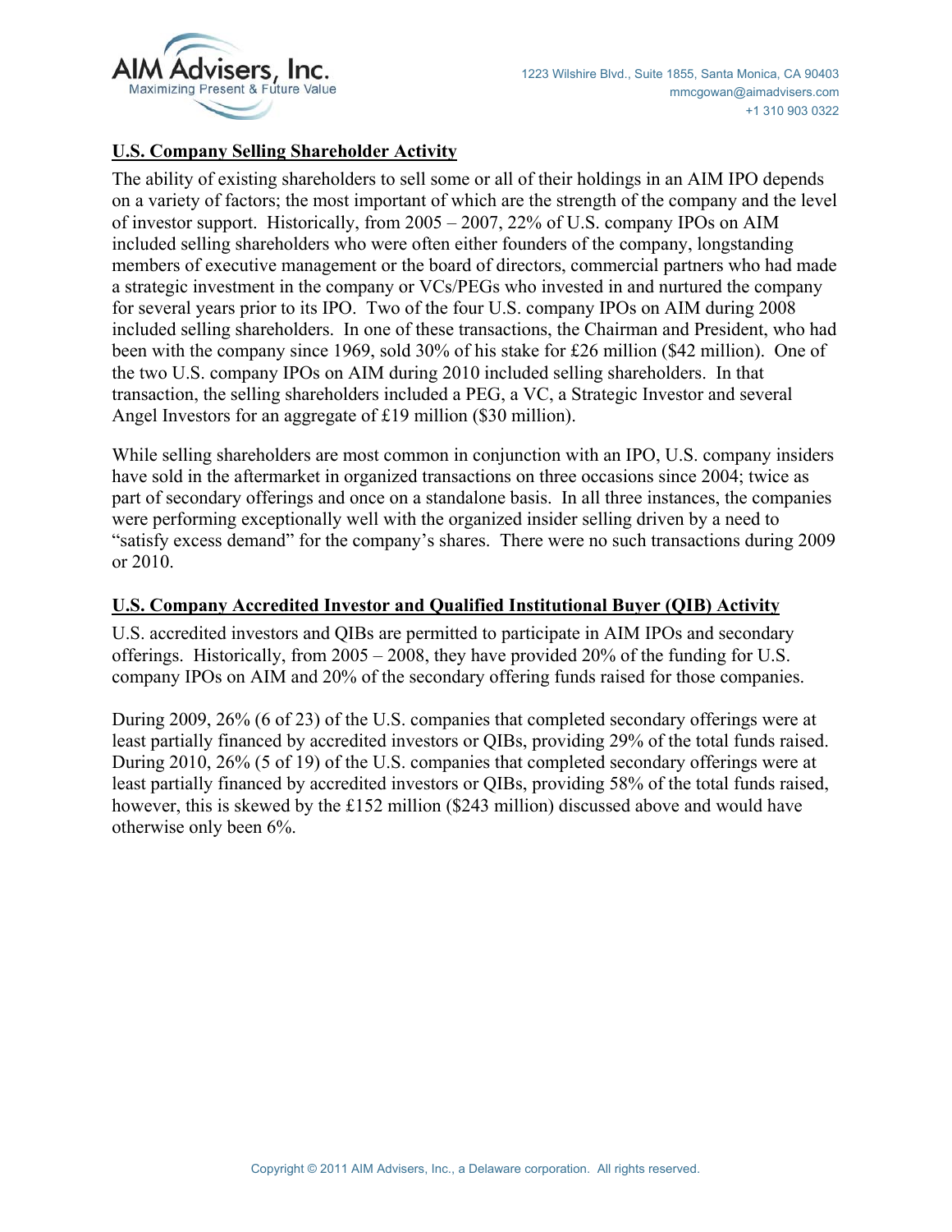## U.S. Company Selling Shareholder Activity

The ability of existing shareholders to sell some or all of their holdings in an AIM IPO depends on a variety of factors; the most important of which are the strength of the company and the level of investor support. Historically, from 2005 – 2007, 22% of U.S. company IPOs on AIM included selling shareholders who were often either founders of the company, longstanding members of executive management or the board of directors, commercial partners who had made a strategic investment in the company or VCs/PEGs who invested in and nurtured the company for several years prior to its IPO. Two of the four U.S. company IPOs on AIM during 2008 included selling shareholders. In one of these transactions, the Chairman and President, who had been with the company since 1969, sold 30% of his stake for £26 million ($42 million). One of the two U.S. company IPOs on AIM during 2010 included selling shareholders. In that transaction, the selling shareholders included a PEG, a VC, a Strategic Investor and several Angel Investors for an aggregate of £19 million ($30 million).

While selling shareholders are most common in conjunction with an IPO, U.S. company insiders have sold in the aftermarket in organized transactions on three occasions since 2004; twice as part of secondary offerings and once on a standalone basis. In all three instances, the companies were performing exceptionally well with the organized insider selling driven by a need to "satisfy excess demand" for the company's shares. There were no such transactions during 2009 or 2010.

## U.S. Company Accredited Investor and Qualified Institutional Buyer (QIB) Activity

U.S. accredited investors and QIBs are permitted to participate in AIM IPOs and secondary offerings. Historically, from 2005 – 2008, they have provided 20% of the funding for U.S. company IPOs on AIM and 20% of the secondary offering funds raised for those companies.

During 2009, 26% (6 of 23) of the U.S. companies that completed secondary offerings were at least partially financed by accredited investors or QIBs, providing 29% of the total funds raised. During 2010, 26% (5 of 19) of the U.S. companies that completed secondary offerings were at least partially financed by accredited investors or QIBs, providing 58% of the total funds raised, however, this is skewed by the £152 million ($243 million) discussed above and would have otherwise only been 6%.